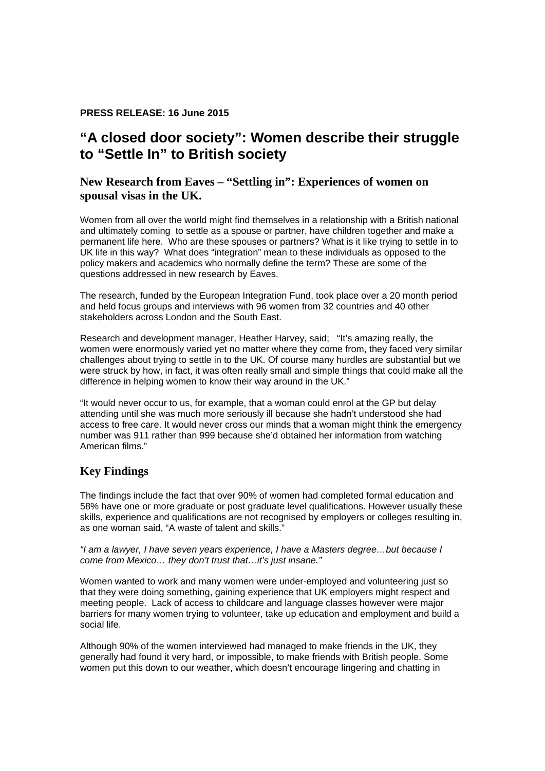**PRESS RELEASE: 16 June 2015**

# "A closed door society": Women describe their struggle to "Settle In" to British society

## New Research from Eaves – "Settling in": Experiences of women on spousal visas in the UK.

Women from all over the world might find themselves in a relationship with a British national and ultimately coming to settle as a spouse or partner, have children together and make a permanent life here. Who are these spouses or partners? What is it like trying to settle in to UK life in this way? What does "integration" mean to these individuals as opposed to the policy makers and academics who normally define the term? These are some of the questions addressed in new research by Eaves.

The research, funded by the European Integration Fund, took place over a 20 month period and held focus groups and interviews with 96 women from 32 countries and 40 other stakeholders across London and the South East.

Research and development manager, Heather Harvey, said; "It's amazing really, the women were enormously varied yet no matter where they come from, they faced very similar challenges about trying to settle in to the UK. Of course many hurdles are substantial but we were struck by how, in fact, it was often really small and simple things that could make all the difference in helping women to know their way around in the UK."

"It would never occur to us, for example, that a woman could enrol at the GP but delay attending until she was much more seriously ill because she hadn't understood she had access to free care. It would never cross our minds that a woman might think the emergency number was 911 rather than 999 because she'd obtained her information from watching American films."

## Key Findings

The findings include the fact that over 90% of women had completed formal education and 58% have one or more graduate or post graduate level qualifications. However usually these skills, experience and qualifications are not recognised by employers or colleges resulting in, as one woman said, "A waste of talent and skills."

*"I am a lawyer, I have seven years experience, I have a Masters degree…but because I come from Mexico… they don't trust that…it's just insane."*

Women wanted to work and many women were under-employed and volunteering just so that they were doing something, gaining experience that UK employers might respect and meeting people. Lack of access to childcare and language classes however were major barriers for many women trying to volunteer, take up education and employment and build a social life.

Although 90% of the women interviewed had managed to make friends in the UK, they generally had found it very hard, or impossible, to make friends with British people. Some women put this down to our weather, which doesn't encourage lingering and chatting in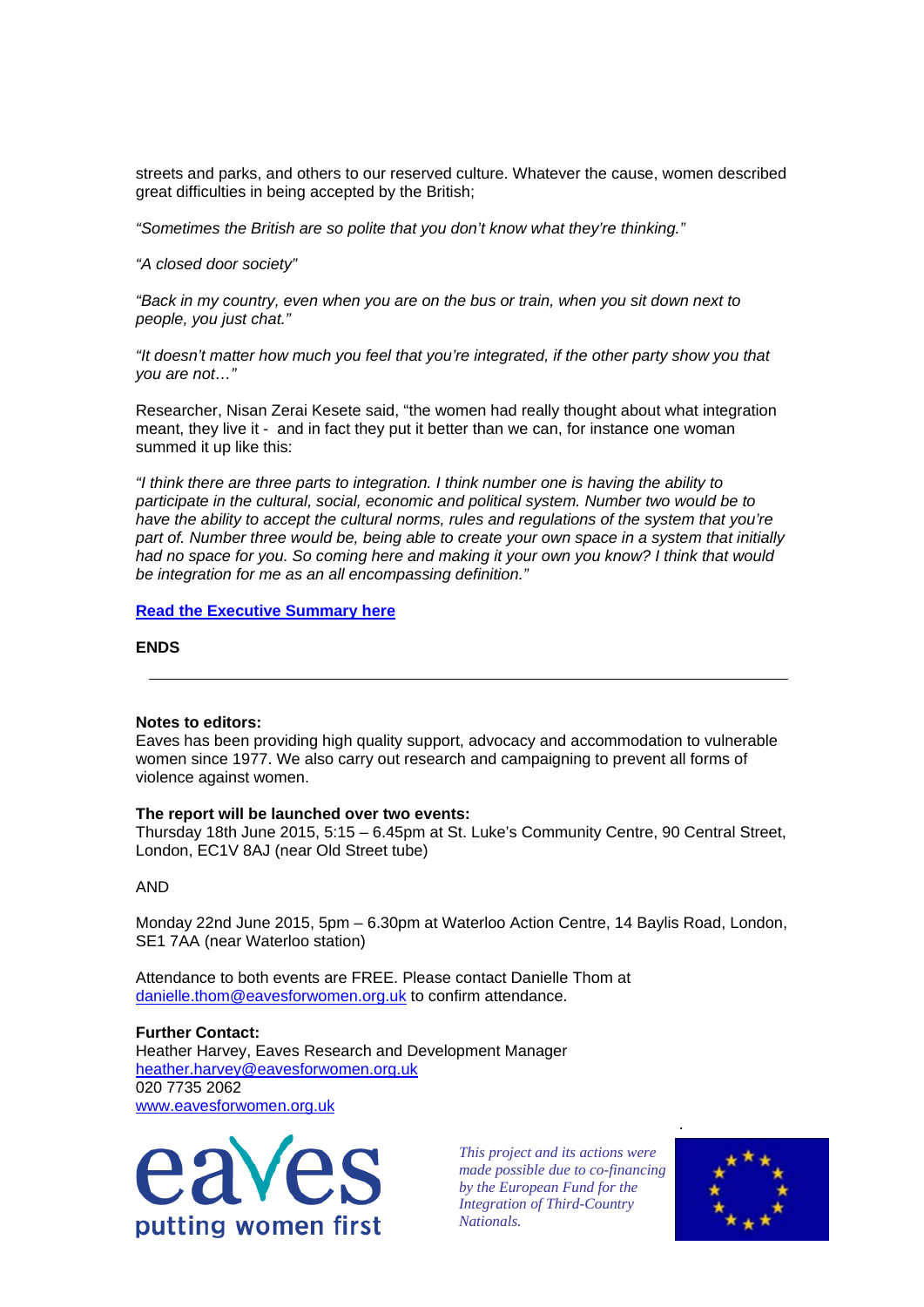streets and parks, and others to our reserved culture. Whatever the cause, women described great difficulties in being accepted by the British;

*"Sometimes the British are so polite that you don't know what they're thinking."*

*"A closed door society"*

*"Back in my country, even when you are on the bus or train, when you sit down next to people, you just chat."*

*"It doesn't matter how much you feel that you're integrated, if the other party show you that you are not…"*

Researcher, Nisan Zerai Kesete said, "the women had really thought about what integration meant, they live it - and in fact they put it better than we can, for instance one woman summed it up like this:

*"I think there are three parts to integration. I think number one is having the ability to participate in the cultural, social, economic and political system. Number two would be to have the ability to accept the cultural norms, rules and regulations of the system that you're part of. Number three would be, being able to create your own space in a system that initially had no space for you. So coming here and making it your own you know? I think that would be integration for me as an all encompassing definition."*

**Read the Executive Summary here**

**ENDS**

---

**Notes to editors:**
Eaves has been providing high quality support, advocacy and accommodation to vulnerable women since 1977. We also carry out research and campaigning to prevent all forms of violence against women.

**The report will be launched over two events:**
Thursday 18th June 2015, 5:15 – 6.45pm at St. Luke's Community Centre, 90 Central Street, London, EC1V 8AJ (near Old Street tube)

AND

Monday 22nd June 2015, 5pm – 6.30pm at Waterloo Action Centre, 14 Baylis Road, London, SE1 7AA (near Waterloo station)

Attendance to both events are FREE. Please contact Danielle Thom at danielle.thom@eavesforwomen.org.uk to confirm attendance.

**Further Contact:**
Heather Harvey, Eaves Research and Development Manager
heather.harvey@eavesforwomen.org.uk
020 7735 2062
www.eavesforwomen.org.uk

eaves
putting women first

*This project and its actions were made possible due to co-financing by the European Fund for the Integration of Third-Country Nationals.*